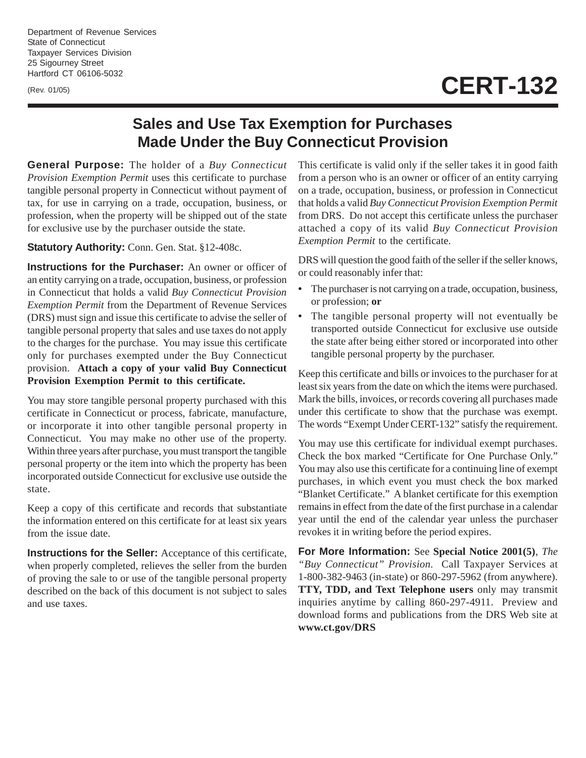Department of Revenue Services
State of Connecticut
Taxpayer Services Division
25 Sigourney Street
Hartford CT 06106-5032

(Rev. 01/05)

# CERT-132

## Sales and Use Tax Exemption for Purchases Made Under the Buy Connecticut Provision

**General Purpose:** The holder of a *Buy Connecticut Provision Exemption Permit* uses this certificate to purchase tangible personal property in Connecticut without payment of tax, for use in carrying on a trade, occupation, business, or profession, when the property will be shipped out of the state for exclusive use by the purchaser outside the state.

**Statutory Authority:** Conn. Gen. Stat. §12-408c.

**Instructions for the Purchaser:** An owner or officer of an entity carrying on a trade, occupation, business, or profession in Connecticut that holds a valid *Buy Connecticut Provision Exemption Permit* from the Department of Revenue Services (DRS) must sign and issue this certificate to advise the seller of tangible personal property that sales and use taxes do not apply to the charges for the purchase. You may issue this certificate only for purchases exempted under the Buy Connecticut provision. **Attach a copy of your valid Buy Connecticut Provision Exemption Permit to this certificate.**

You may store tangible personal property purchased with this certificate in Connecticut or process, fabricate, manufacture, or incorporate it into other tangible personal property in Connecticut. You may make no other use of the property. Within three years after purchase, you must transport the tangible personal property or the item into which the property has been incorporated outside Connecticut for exclusive use outside the state.

Keep a copy of this certificate and records that substantiate the information entered on this certificate for at least six years from the issue date.

**Instructions for the Seller:** Acceptance of this certificate, when properly completed, relieves the seller from the burden of proving the sale to or use of the tangible personal property described on the back of this document is not subject to sales and use taxes.

This certificate is valid only if the seller takes it in good faith from a person who is an owner or officer of an entity carrying on a trade, occupation, business, or profession in Connecticut that holds a valid *Buy Connecticut Provision Exemption Permit* from DRS. Do not accept this certificate unless the purchaser attached a copy of its valid *Buy Connecticut Provision Exemption Permit* to the certificate.

DRS will question the good faith of the seller if the seller knows, or could reasonably infer that:

- The purchaser is not carrying on a trade, occupation, business, or profession; **or**
- The tangible personal property will not eventually be transported outside Connecticut for exclusive use outside the state after being either stored or incorporated into other tangible personal property by the purchaser.

Keep this certificate and bills or invoices to the purchaser for at least six years from the date on which the items were purchased. Mark the bills, invoices, or records covering all purchases made under this certificate to show that the purchase was exempt. The words "Exempt Under CERT-132" satisfy the requirement.

You may use this certificate for individual exempt purchases. Check the box marked "Certificate for One Purchase Only." You may also use this certificate for a continuing line of exempt purchases, in which event you must check the box marked "Blanket Certificate." A blanket certificate for this exemption remains in effect from the date of the first purchase in a calendar year until the end of the calendar year unless the purchaser revokes it in writing before the period expires.

**For More Information:** See **Special Notice 2001(5)**, *The "Buy Connecticut" Provision*. Call Taxpayer Services at 1-800-382-9463 (in-state) or 860-297-5962 (from anywhere). **TTY, TDD, and Text Telephone users** only may transmit inquiries anytime by calling 860-297-4911. Preview and download forms and publications from the DRS Web site at **www.ct.gov/DRS**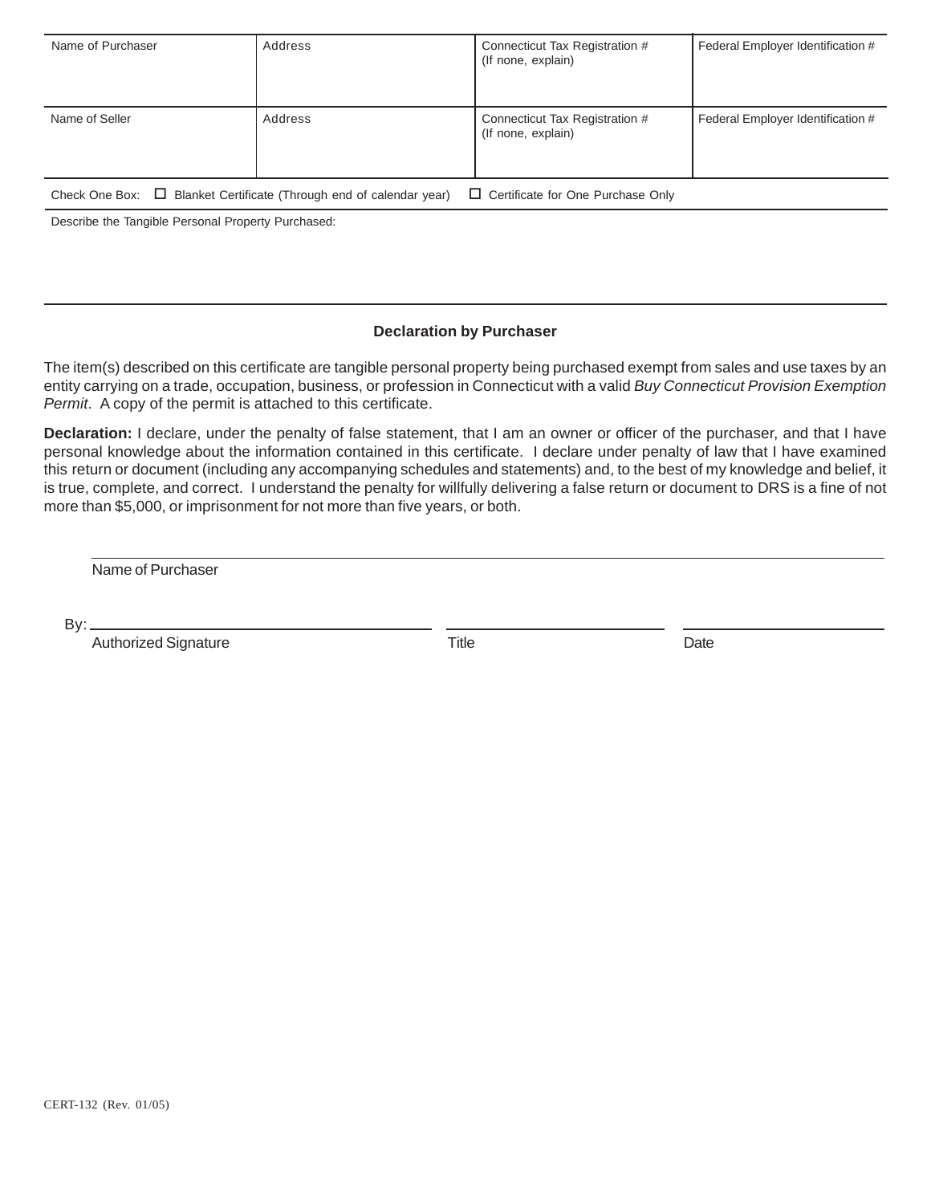| Name of Purchaser | Address | Connecticut Tax Registration # (If none, explain) | Federal Employer Identification # |
| --- | --- | --- | --- |
| Name of Seller | Address | Connecticut Tax Registration # (If none, explain) | Federal Employer Identification # |

Check One Box: ☐ Blanket Certificate (Through end of calendar year) ☐ Certificate for One Purchase Only

Describe the Tangible Personal Property Purchased:

## Declaration by Purchaser

The item(s) described on this certificate are tangible personal property being purchased exempt from sales and use taxes by an entity carrying on a trade, occupation, business, or profession in Connecticut with a valid *Buy Connecticut Provision Exemption Permit*. A copy of the permit is attached to this certificate.

**Declaration:** I declare, under the penalty of false statement, that I am an owner or officer of the purchaser, and that I have personal knowledge about the information contained in this certificate. I declare under penalty of law that I have examined this return or document (including any accompanying schedules and statements) and, to the best of my knowledge and belief, it is true, complete, and correct. I understand the penalty for willfully delivering a false return or document to DRS is a fine of not more than $5,000, or imprisonment for not more than five years, or both.

Name of Purchaser

By: Authorized Signature

Title

Date

CERT-132 (Rev. 01/05)